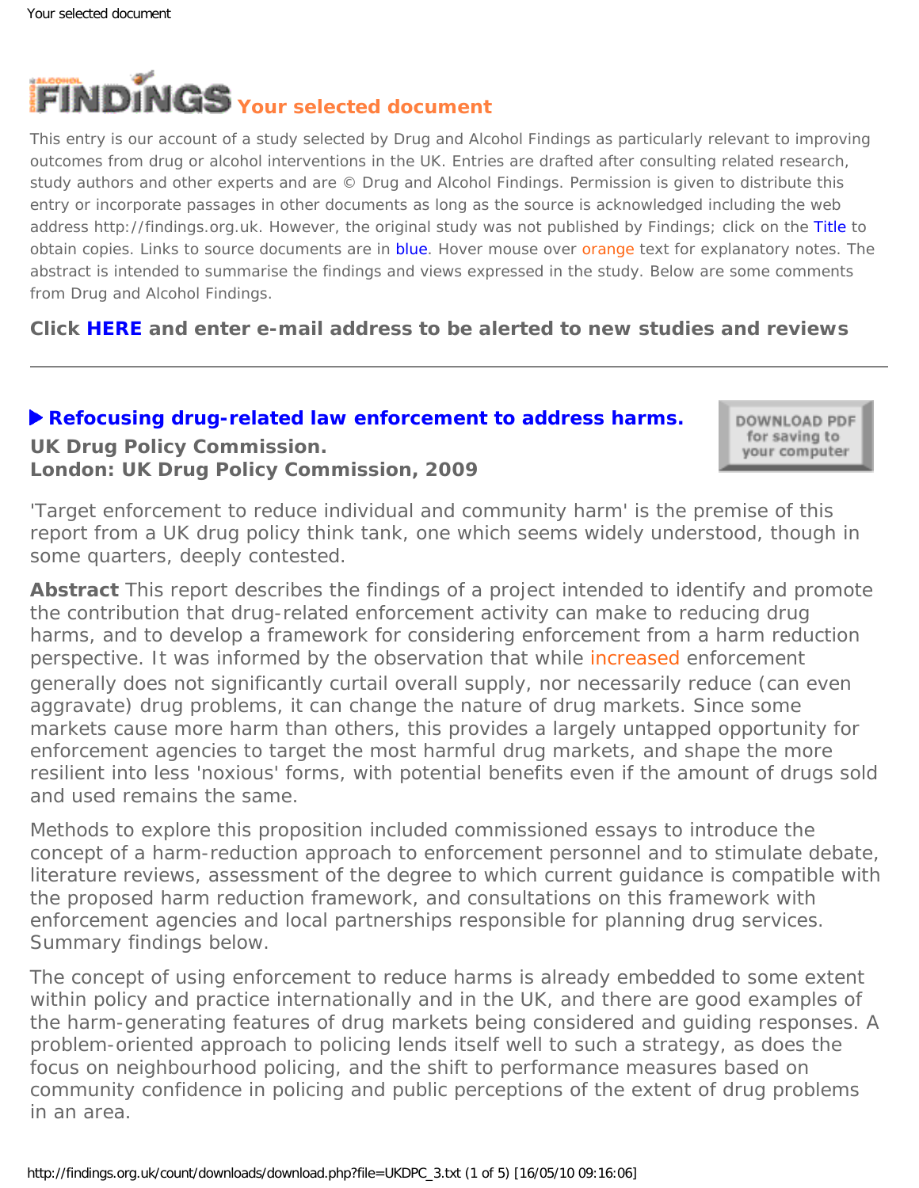# Your selected document

This entry is our account of a study selected by Drug and Alcohol Findings as particularly relevant to improving outcomes from drug or alcohol interventions in the UK. Entries are drafted after consulting related research, study authors and other experts and are © Drug and Alcohol Findings. Permission is given to distribute this entry or incorporate passages in other documents as long as the source is acknowledged including the web address http://findings.org.uk. However, the original study was not published by Findings; click on the Title to obtain copies. Links to source documents are in blue. Hover mouse over orange text for explanatory notes. The abstract is intended to summarise the findings and views expressed in the study. Below are some comments from Drug and Alcohol Findings.

**Click HERE and enter e-mail address to be alerted to new studies and reviews**

---

**▶ Refocusing drug-related law enforcement to address harms.**
**UK Drug Policy Commission.**
**London: UK Drug Policy Commission, 2009**

DOWNLOAD PDF for saving to your computer

'Target enforcement to reduce individual and community harm' is the premise of this report from a UK drug policy think tank, one which seems widely understood, though in some quarters, deeply contested.

**Abstract** This report describes the findings of a project intended to identify and promote the contribution that drug-related enforcement activity can make to reducing drug harms, and to develop a framework for considering enforcement from a harm reduction perspective. It was informed by the observation that while increased enforcement generally does not significantly curtail overall supply, nor necessarily reduce (can even aggravate) drug problems, it can change the nature of drug markets. Since some markets cause more harm than others, this provides a largely untapped opportunity for enforcement agencies to target the most harmful drug markets, and shape the more resilient into less 'noxious' forms, with potential benefits even if the amount of drugs sold and used remains the same.

Methods to explore this proposition included commissioned essays to introduce the concept of a harm-reduction approach to enforcement personnel and to stimulate debate, literature reviews, assessment of the degree to which current guidance is compatible with the proposed harm reduction framework, and consultations on this framework with enforcement agencies and local partnerships responsible for planning drug services. Summary findings below.

The concept of using enforcement to reduce harms is already embedded to some extent within policy and practice internationally and in the UK, and there are good examples of the harm-generating features of drug markets being considered and guiding responses. A problem-oriented approach to policing lends itself well to such a strategy, as does the focus on neighbourhood policing, and the shift to performance measures based on community confidence in policing and public perceptions of the extent of drug problems in an area.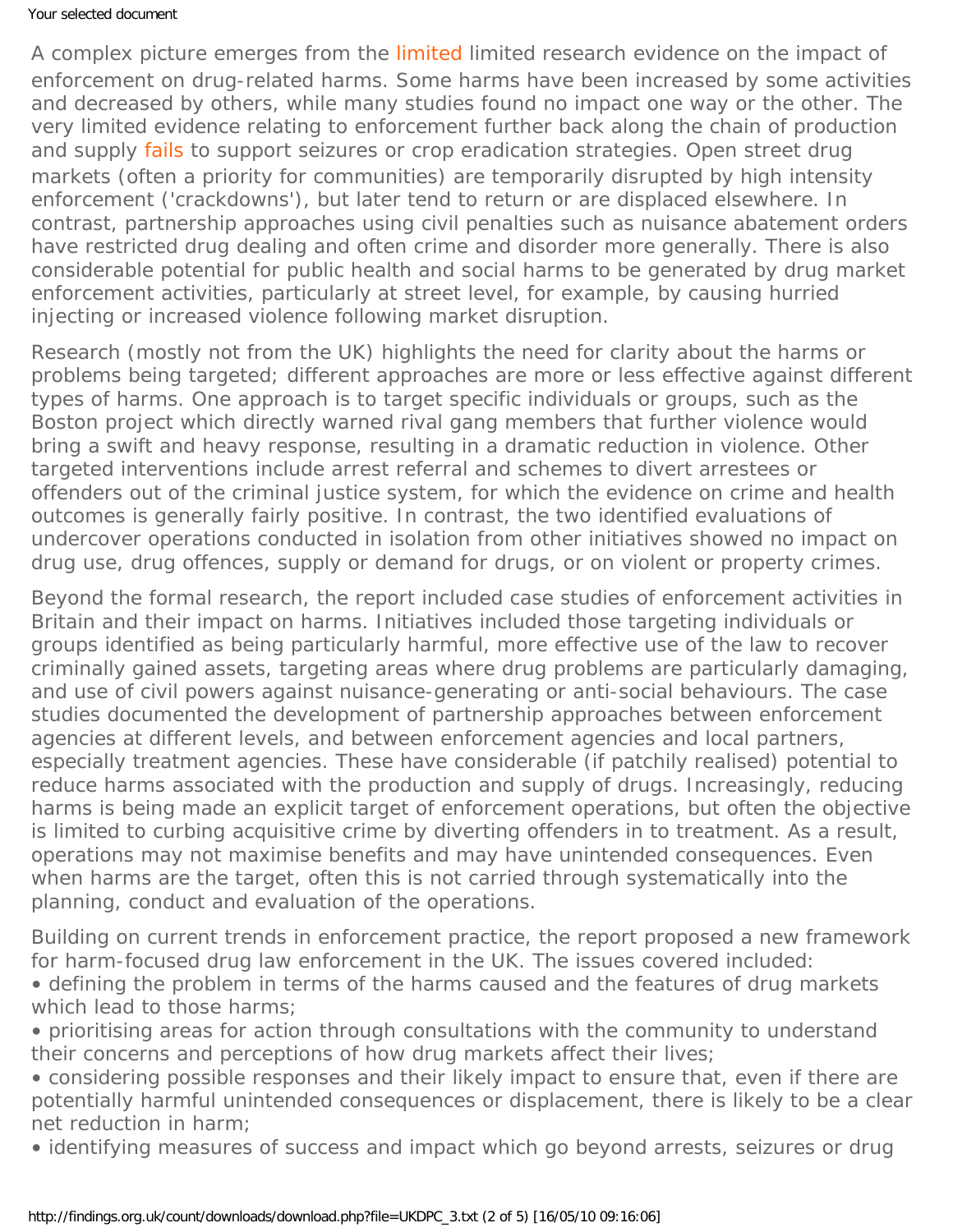A complex picture emerges from the limited limited research evidence on the impact of enforcement on drug-related harms. Some harms have been increased by some activities and decreased by others, while many studies found no impact one way or the other. The very limited evidence relating to enforcement further back along the chain of production and supply fails to support seizures or crop eradication strategies. Open street drug markets (often a priority for communities) are temporarily disrupted by high intensity enforcement ('crackdowns'), but later tend to return or are displaced elsewhere. In contrast, partnership approaches using civil penalties such as nuisance abatement orders have restricted drug dealing and often crime and disorder more generally. There is also considerable potential for public health and social harms to be generated by drug market enforcement activities, particularly at street level, for example, by causing hurried injecting or increased violence following market disruption.

Research (mostly not from the UK) highlights the need for clarity about the harms or problems being targeted; different approaches are more or less effective against different types of harms. One approach is to target specific individuals or groups, such as the Boston project which directly warned rival gang members that further violence would bring a swift and heavy response, resulting in a dramatic reduction in violence. Other targeted interventions include arrest referral and schemes to divert arrestees or offenders out of the criminal justice system, for which the evidence on crime and health outcomes is generally fairly positive. In contrast, the two identified evaluations of undercover operations conducted in isolation from other initiatives showed no impact on drug use, drug offences, supply or demand for drugs, or on violent or property crimes.

Beyond the formal research, the report included case studies of enforcement activities in Britain and their impact on harms. Initiatives included those targeting individuals or groups identified as being particularly harmful, more effective use of the law to recover criminally gained assets, targeting areas where drug problems are particularly damaging, and use of civil powers against nuisance-generating or anti-social behaviours. The case studies documented the development of partnership approaches between enforcement agencies at different levels, and between enforcement agencies and local partners, especially treatment agencies. These have considerable (if patchily realised) potential to reduce harms associated with the production and supply of drugs. Increasingly, reducing harms is being made an explicit target of enforcement operations, but often the objective is limited to curbing acquisitive crime by diverting offenders in to treatment. As a result, operations may not maximise benefits and may have unintended consequences. Even when harms are the target, often this is not carried through systematically into the planning, conduct and evaluation of the operations.

Building on current trends in enforcement practice, the report proposed a new framework for harm-focused drug law enforcement in the UK. The issues covered included:

- defining the problem in terms of the harms caused and the features of drug markets which lead to those harms;
- prioritising areas for action through consultations with the community to understand their concerns and perceptions of how drug markets affect their lives;
- considering possible responses and their likely impact to ensure that, even if there are potentially harmful unintended consequences or displacement, there is likely to be a clear net reduction in harm;
- identifying measures of success and impact which go beyond arrests, seizures or drug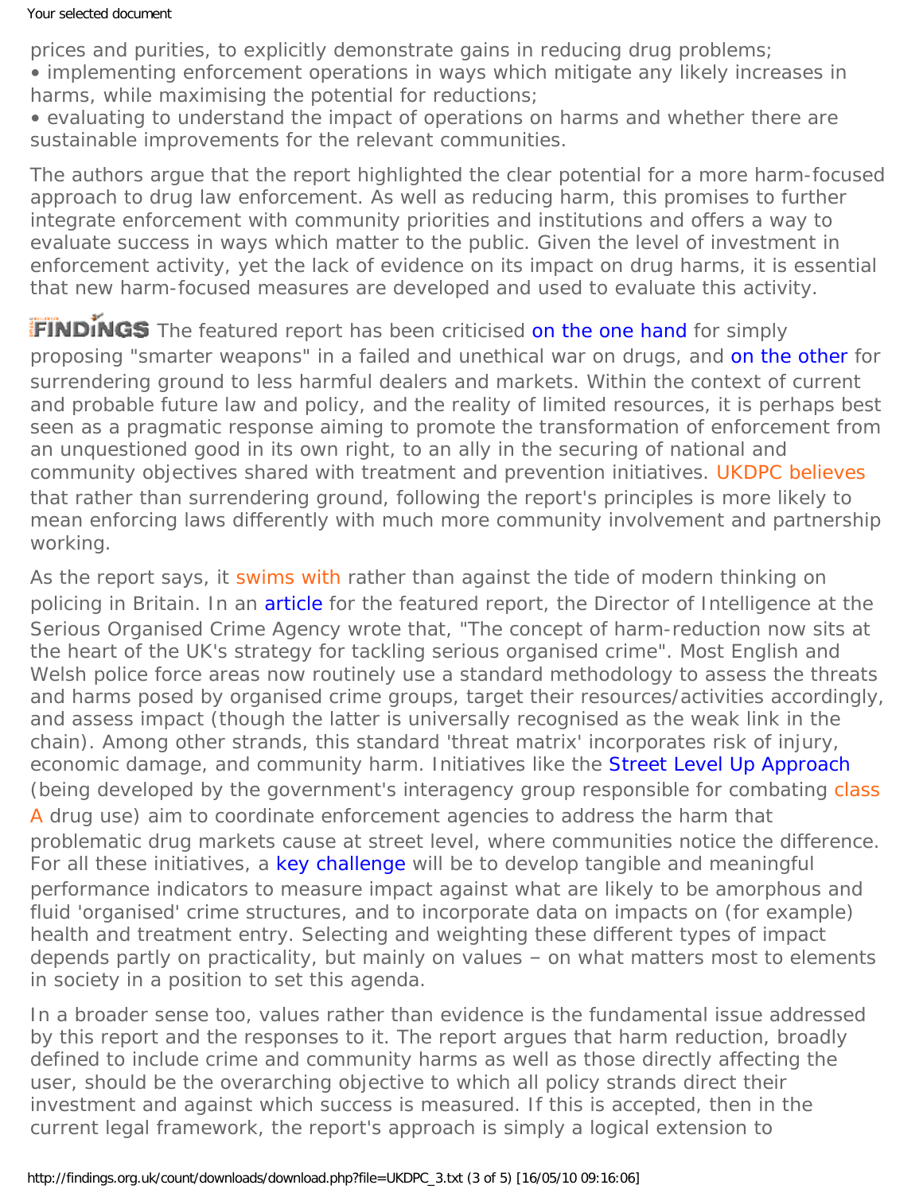prices and purities, to explicitly demonstrate gains in reducing drug problems;
• implementing enforcement operations in ways which mitigate any likely increases in harms, while maximising the potential for reductions;
• evaluating to understand the impact of operations on harms and whether there are sustainable improvements for the relevant communities.

The authors argue that the report highlighted the clear potential for a more harm-focused approach to drug law enforcement. As well as reducing harm, this promises to further integrate enforcement with community priorities and institutions and offers a way to evaluate success in ways which matter to the public. Given the level of investment in enforcement activity, yet the lack of evidence on its impact on drug harms, it is essential that new harm-focused measures are developed and used to evaluate this activity.

**FINDINGS** The featured report has been criticised on the one hand for simply proposing "smarter weapons" in a failed and unethical war on drugs, and on the other for surrendering ground to less harmful dealers and markets. Within the context of current and probable future law and policy, and the reality of limited resources, it is perhaps best seen as a pragmatic response aiming to promote the transformation of enforcement from an unquestioned good in its own right, to an ally in the securing of national and community objectives shared with treatment and prevention initiatives. UKDPC believes that rather than surrendering ground, following the report's principles is more likely to mean enforcing laws differently with much more community involvement and partnership working.

As the report says, it swims with rather than against the tide of modern thinking on policing in Britain. In an article for the featured report, the Director of Intelligence at the Serious Organised Crime Agency wrote that, "The concept of harm-reduction now sits at the heart of the UK's strategy for tackling serious organised crime". Most English and Welsh police force areas now routinely use a standard methodology to assess the threats and harms posed by organised crime groups, target their resources/activities accordingly, and assess impact (though the latter is universally recognised as the weak link in the chain). Among other strands, this standard 'threat matrix' incorporates risk of injury, economic damage, and community harm. Initiatives like the Street Level Up Approach (being developed by the government's interagency group responsible for combating class A drug use) aim to coordinate enforcement agencies to address the harm that problematic drug markets cause at street level, where communities notice the difference. For all these initiatives, a key challenge will be to develop tangible and meaningful performance indicators to measure impact against what are likely to be amorphous and fluid 'organised' crime structures, and to incorporate data on impacts on (for example) health and treatment entry. Selecting and weighting these different types of impact depends partly on practicality, but mainly on values – on what matters most to elements in society in a position to set this agenda.

In a broader sense too, values rather than evidence is the fundamental issue addressed by this report and the responses to it. The report argues that harm reduction, broadly defined to include crime and community harms as well as those directly affecting the user, should be the overarching objective to which all policy strands direct their investment and against which success is measured. If this is accepted, then in the current legal framework, the report's approach is simply a logical extension to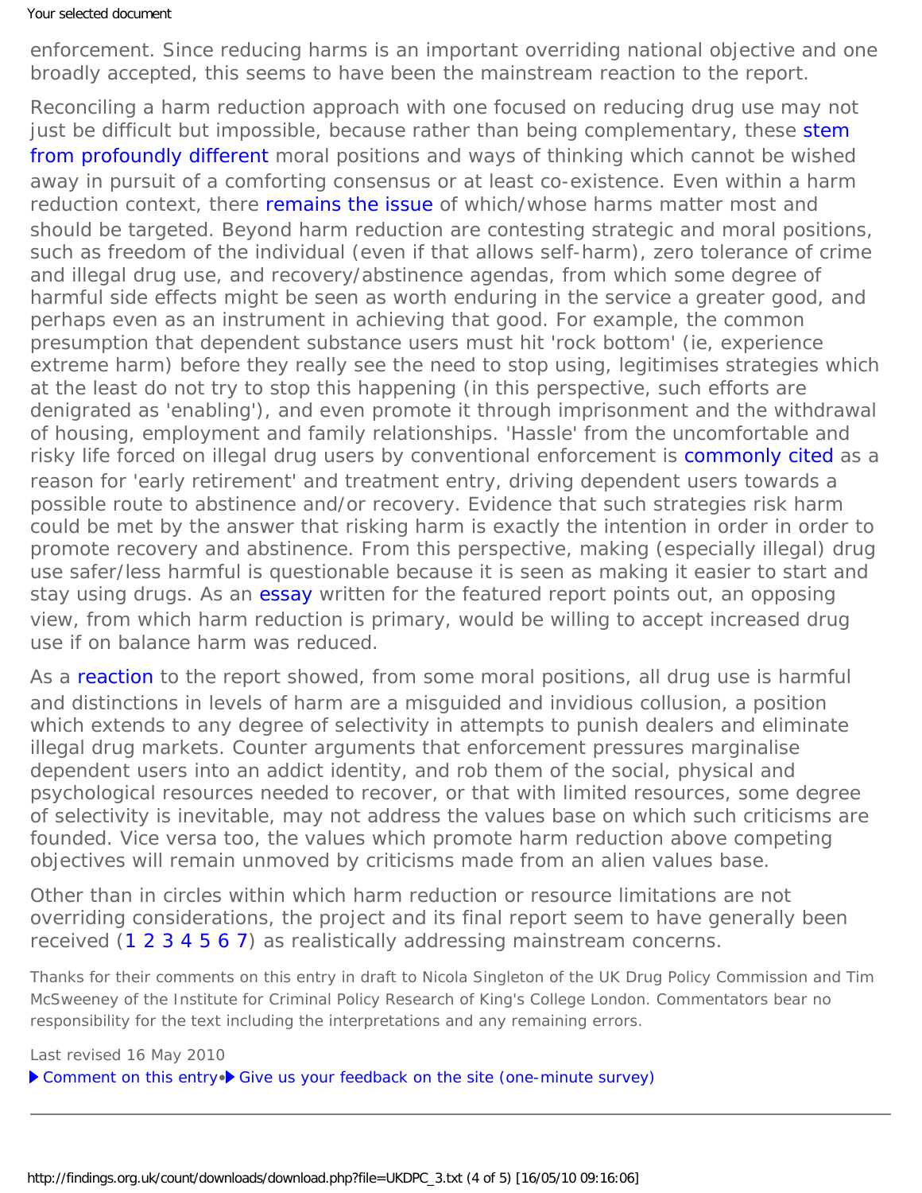enforcement. Since reducing harms is an important overriding national objective and one broadly accepted, this seems to have been the mainstream reaction to the report.

Reconciling a harm reduction approach with one focused on reducing drug use may not just be difficult but impossible, because rather than being complementary, these stem from profoundly different moral positions and ways of thinking which cannot be wished away in pursuit of a comforting consensus or at least co-existence. Even within a harm reduction context, there remains the issue of which/whose harms matter most and should be targeted. Beyond harm reduction are contesting strategic and moral positions, such as freedom of the individual (even if that allows self-harm), zero tolerance of crime and illegal drug use, and recovery/abstinence agendas, from which some degree of harmful side effects might be seen as worth enduring in the service a greater good, and perhaps even as an instrument in achieving that good. For example, the common presumption that dependent substance users must hit 'rock bottom' (ie, experience extreme harm) before they really see the need to stop using, legitimises strategies which at the least do not try to stop this happening (in this perspective, such efforts are denigrated as 'enabling'), and even promote it through imprisonment and the withdrawal of housing, employment and family relationships. 'Hassle' from the uncomfortable and risky life forced on illegal drug users by conventional enforcement is commonly cited as a reason for 'early retirement' and treatment entry, driving dependent users towards a possible route to abstinence and/or recovery. Evidence that such strategies risk harm could be met by the answer that risking harm is exactly the intention in order in order to promote recovery and abstinence. From this perspective, making (especially illegal) drug use safer/less harmful is questionable because it is seen as making it easier to start and stay using drugs. As an essay written for the featured report points out, an opposing view, from which harm reduction is primary, would be willing to accept increased drug use if on balance harm was reduced.

As a reaction to the report showed, from some moral positions, all drug use is harmful and distinctions in levels of harm are a misguided and invidious collusion, a position which extends to any degree of selectivity in attempts to punish dealers and eliminate illegal drug markets. Counter arguments that enforcement pressures marginalise dependent users into an addict identity, and rob them of the social, physical and psychological resources needed to recover, or that with limited resources, some degree of selectivity is inevitable, may not address the values base on which such criticisms are founded. Vice versa too, the values which promote harm reduction above competing objectives will remain unmoved by criticisms made from an alien values base.

Other than in circles within which harm reduction or resource limitations are not overriding considerations, the project and its final report seem to have generally been received (1 2 3 4 5 6 7) as realistically addressing mainstream concerns.

Thanks for their comments on this entry in draft to Nicola Singleton of the UK Drug Policy Commission and Tim McSweeney of the Institute for Criminal Policy Research of King's College London. Commentators bear no responsibility for the text including the interpretations and any remaining errors.

Last revised 16 May 2010

▶ Comment on this entry • ▶ Give us your feedback on the site (one-minute survey)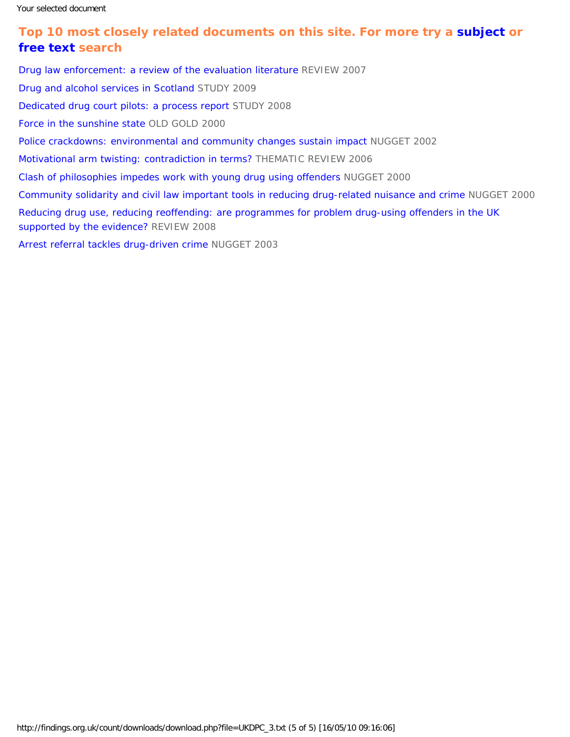Your selected document

## Top 10 most closely related documents on this site. For more try a **subject** or **free text** search

Drug law enforcement: a review of the evaluation literature REVIEW 2007

Drug and alcohol services in Scotland STUDY 2009

Dedicated drug court pilots: a process report STUDY 2008

Force in the sunshine state OLD GOLD 2000

Police crackdowns: environmental and community changes sustain impact NUGGET 2002

Motivational arm twisting: contradiction in terms? THEMATIC REVIEW 2006

Clash of philosophies impedes work with young drug using offenders NUGGET 2000

Community solidarity and civil law important tools in reducing drug-related nuisance and crime NUGGET 2000

Reducing drug use, reducing reoffending: are programmes for problem drug-using offenders in the UK supported by the evidence? REVIEW 2008

Arrest referral tackles drug-driven crime NUGGET 2003